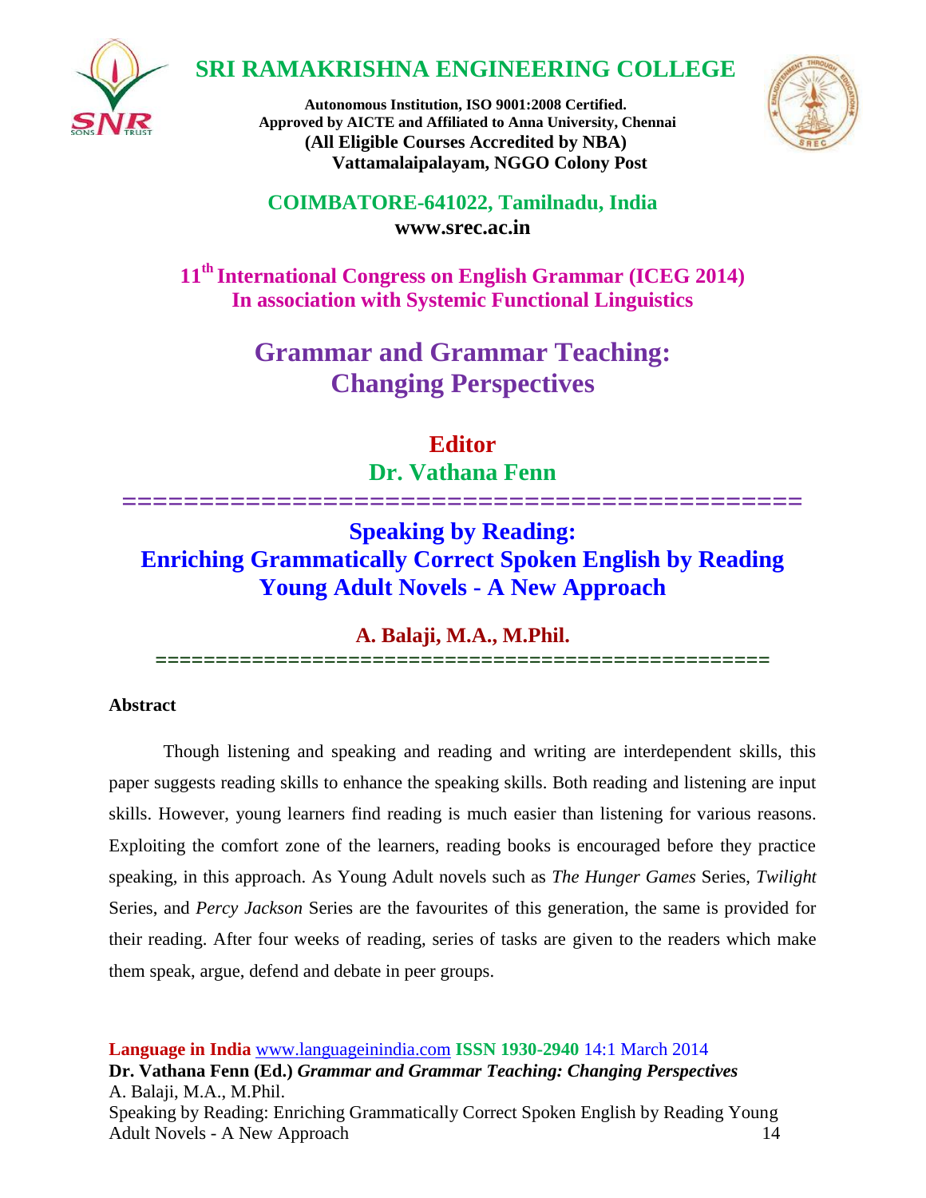# SRI RAMAKRISHNA ENGINEERING COLLEGE

**Autonomous Institution, ISO 9001:2008 Certified.**
**Approved by AICTE and Affiliated to Anna University, Chennai**
**(All Eligible Courses Accredited by NBA)**
**Vattamalaipalayam, NGGO Colony Post**

**COIMBATORE-641022, Tamilnadu, India**
**www.srec.ac.in**

**11th International Congress on English Grammar (ICEG 2014)**
**In association with Systemic Functional Linguistics**

## Grammar and Grammar Teaching: Changing Perspectives

**Editor**
**Dr. Vathana Fenn**

# Speaking by Reading: Enriching Grammatically Correct Spoken English by Reading Young Adult Novels - A New Approach

**A. Balaji, M.A., M.Phil.**

### Abstract

Though listening and speaking and reading and writing are interdependent skills, this paper suggests reading skills to enhance the speaking skills. Both reading and listening are input skills. However, young learners find reading is much easier than listening for various reasons. Exploiting the comfort zone of the learners, reading books is encouraged before they practice speaking, in this approach. As Young Adult novels such as *The Hunger Games* Series, *Twilight* Series, and *Percy Jackson* Series are the favourites of this generation, the same is provided for their reading. After four weeks of reading, series of tasks are given to the readers which make them speak, argue, defend and debate in peer groups.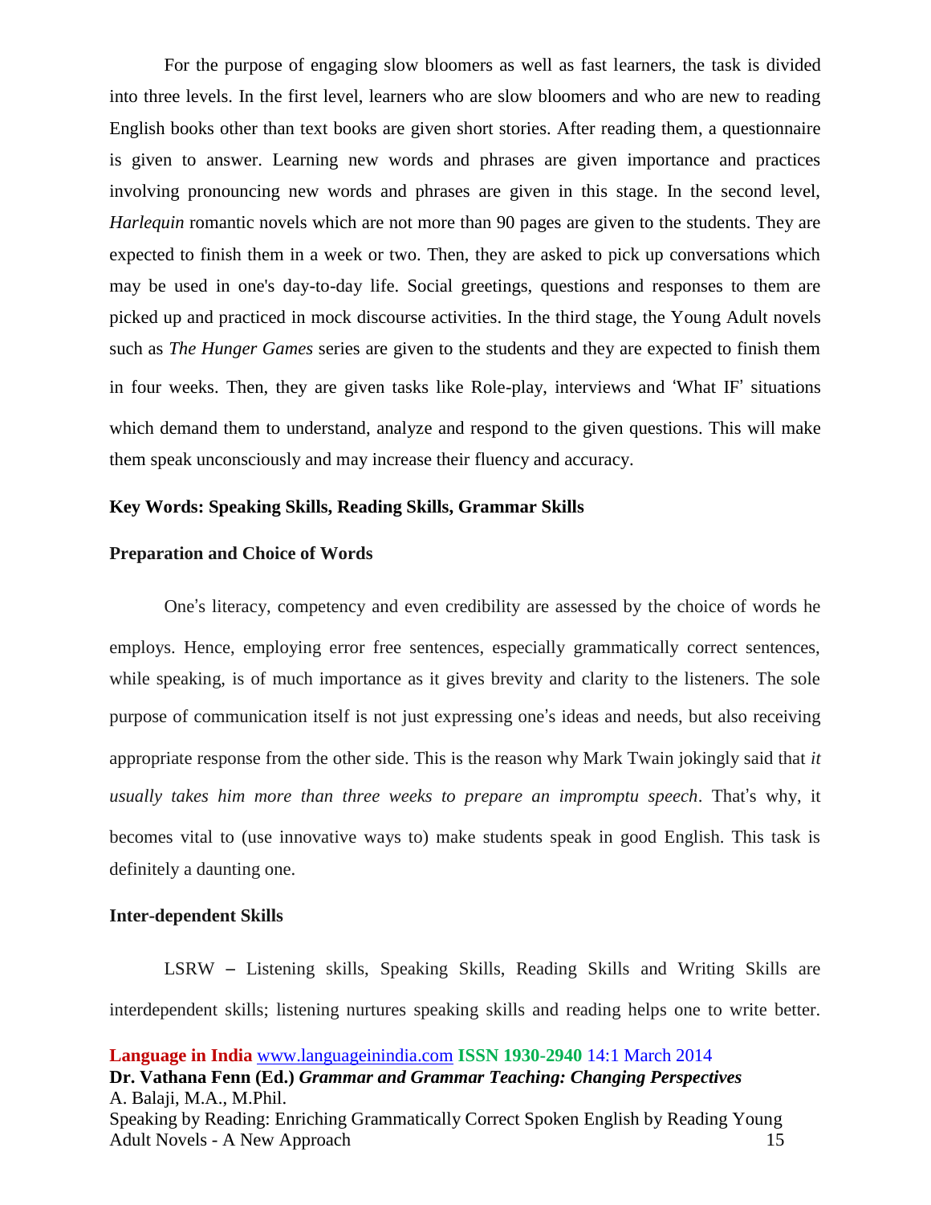For the purpose of engaging slow bloomers as well as fast learners, the task is divided into three levels. In the first level, learners who are slow bloomers and who are new to reading English books other than text books are given short stories. After reading them, a questionnaire is given to answer. Learning new words and phrases are given importance and practices involving pronouncing new words and phrases are given in this stage. In the second level, *Harlequin* romantic novels which are not more than 90 pages are given to the students. They are expected to finish them in a week or two. Then, they are asked to pick up conversations which may be used in one's day-to-day life. Social greetings, questions and responses to them are picked up and practiced in mock discourse activities. In the third stage, the Young Adult novels such as *The Hunger Games* series are given to the students and they are expected to finish them in four weeks. Then, they are given tasks like Role-play, interviews and 'What IF' situations which demand them to understand, analyze and respond to the given questions. This will make them speak unconsciously and may increase their fluency and accuracy.

**Key Words: Speaking Skills, Reading Skills, Grammar Skills**

## Preparation and Choice of Words

One's literacy, competency and even credibility are assessed by the choice of words he employs. Hence, employing error free sentences, especially grammatically correct sentences, while speaking, is of much importance as it gives brevity and clarity to the listeners. The sole purpose of communication itself is not just expressing one's ideas and needs, but also receiving appropriate response from the other side. This is the reason why Mark Twain jokingly said that *it usually takes him more than three weeks to prepare an impromptu speech*. That's why, it becomes vital to (use innovative ways to) make students speak in good English. This task is definitely a daunting one.

## Inter-dependent Skills

LSRW – Listening skills, Speaking Skills, Reading Skills and Writing Skills are interdependent skills; listening nurtures speaking skills and reading helps one to write better.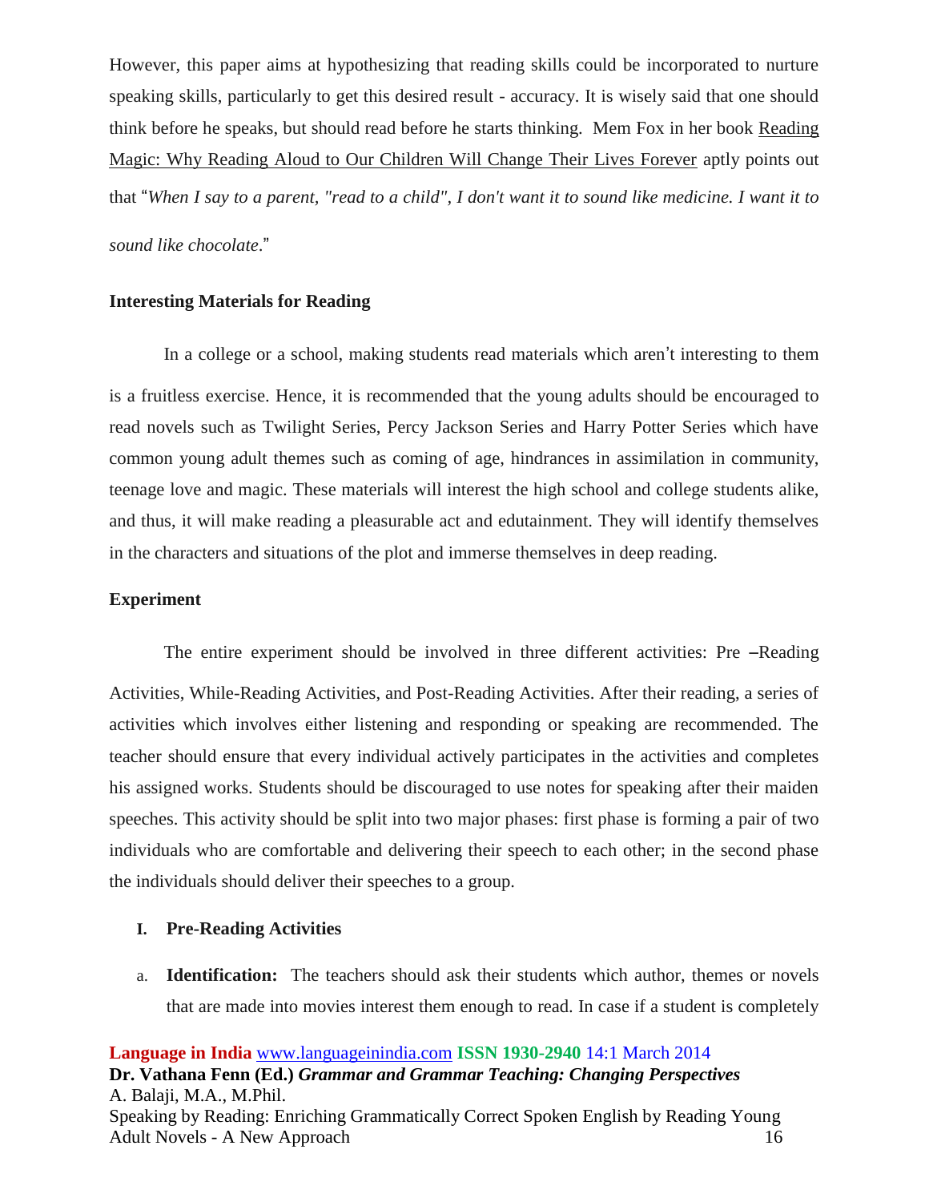However, this paper aims at hypothesizing that reading skills could be incorporated to nurture speaking skills, particularly to get this desired result - accuracy. It is wisely said that one should think before he speaks, but should read before he starts thinking. Mem Fox in her book Reading Magic: Why Reading Aloud to Our Children Will Change Their Lives Forever aptly points out that "*When I say to a parent, "read to a child", I don't want it to sound like medicine. I want it to sound like chocolate*."

**Interesting Materials for Reading**

In a college or a school, making students read materials which aren't interesting to them is a fruitless exercise. Hence, it is recommended that the young adults should be encouraged to read novels such as Twilight Series, Percy Jackson Series and Harry Potter Series which have common young adult themes such as coming of age, hindrances in assimilation in community, teenage love and magic. These materials will interest the high school and college students alike, and thus, it will make reading a pleasurable act and edutainment. They will identify themselves in the characters and situations of the plot and immerse themselves in deep reading.

**Experiment**

The entire experiment should be involved in three different activities: Pre –Reading Activities, While-Reading Activities, and Post-Reading Activities. After their reading, a series of activities which involves either listening and responding or speaking are recommended. The teacher should ensure that every individual actively participates in the activities and completes his assigned works. Students should be discouraged to use notes for speaking after their maiden speeches. This activity should be split into two major phases: first phase is forming a pair of two individuals who are comfortable and delivering their speech to each other; in the second phase the individuals should deliver their speeches to a group.

**I. Pre-Reading Activities**

a. **Identification:** The teachers should ask their students which author, themes or novels that are made into movies interest them enough to read. In case if a student is completely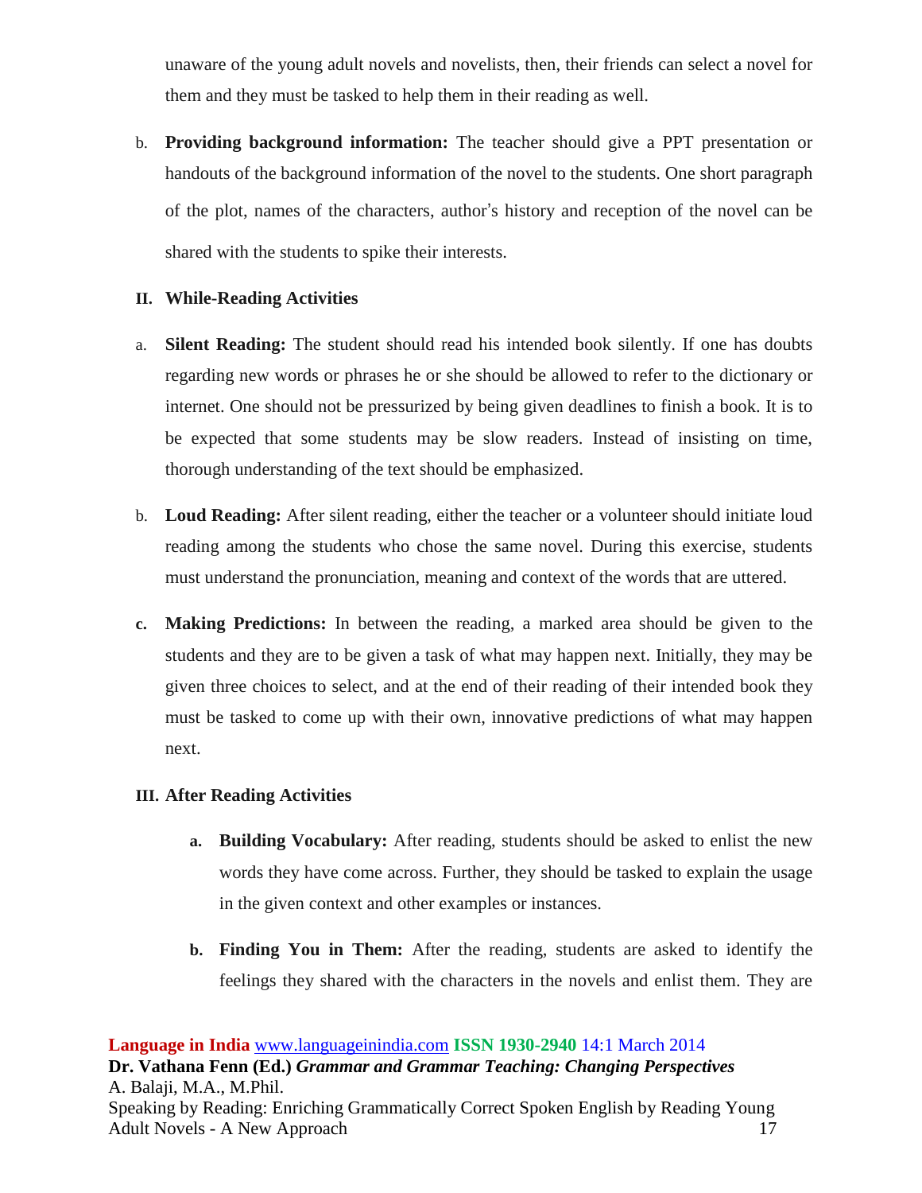unaware of the young adult novels and novelists, then, their friends can select a novel for them and they must be tasked to help them in their reading as well.

b. **Providing background information:** The teacher should give a PPT presentation or handouts of the background information of the novel to the students. One short paragraph of the plot, names of the characters, author's history and reception of the novel can be shared with the students to spike their interests.

**II. While-Reading Activities**

a. **Silent Reading:** The student should read his intended book silently. If one has doubts regarding new words or phrases he or she should be allowed to refer to the dictionary or internet. One should not be pressurized by being given deadlines to finish a book. It is to be expected that some students may be slow readers. Instead of insisting on time, thorough understanding of the text should be emphasized.

b. **Loud Reading:** After silent reading, either the teacher or a volunteer should initiate loud reading among the students who chose the same novel. During this exercise, students must understand the pronunciation, meaning and context of the words that are uttered.

**c. Making Predictions:** In between the reading, a marked area should be given to the students and they are to be given a task of what may happen next. Initially, they may be given three choices to select, and at the end of their reading of their intended book they must be tasked to come up with their own, innovative predictions of what may happen next.

**III. After Reading Activities**

**a. Building Vocabulary:** After reading, students should be asked to enlist the new words they have come across. Further, they should be tasked to explain the usage in the given context and other examples or instances.

**b. Finding You in Them:** After the reading, students are asked to identify the feelings they shared with the characters in the novels and enlist them. They are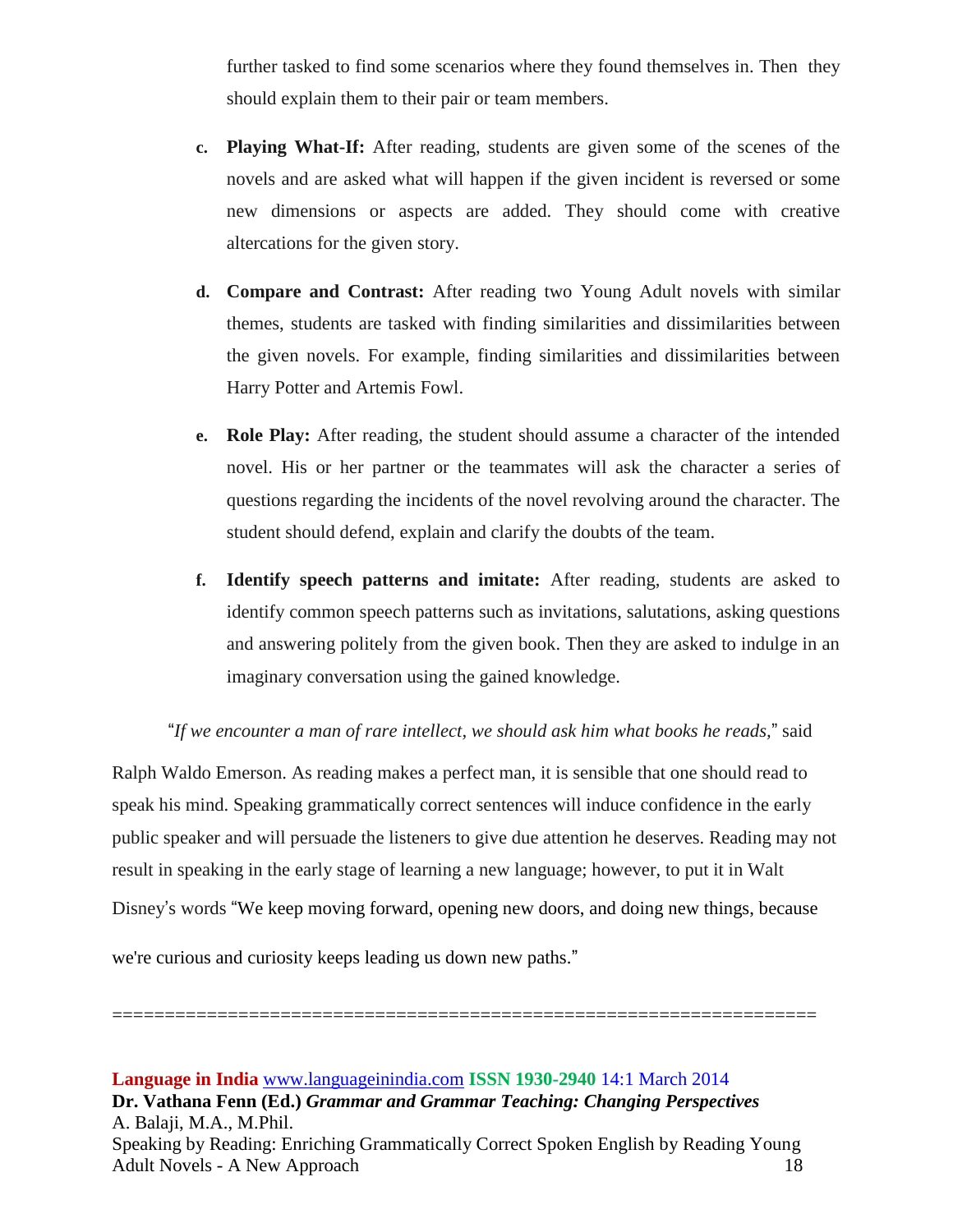further tasked to find some scenarios where they found themselves in. Then they should explain them to their pair or team members.

c. **Playing What-If:** After reading, students are given some of the scenes of the novels and are asked what will happen if the given incident is reversed or some new dimensions or aspects are added. They should come with creative altercations for the given story.

d. **Compare and Contrast:** After reading two Young Adult novels with similar themes, students are tasked with finding similarities and dissimilarities between the given novels. For example, finding similarities and dissimilarities between Harry Potter and Artemis Fowl.

e. **Role Play:** After reading, the student should assume a character of the intended novel. His or her partner or the teammates will ask the character a series of questions regarding the incidents of the novel revolving around the character. The student should defend, explain and clarify the doubts of the team.

f. **Identify speech patterns and imitate:** After reading, students are asked to identify common speech patterns such as invitations, salutations, asking questions and answering politely from the given book. Then they are asked to indulge in an imaginary conversation using the gained knowledge.

"*If we encounter a man of rare intellect, we should ask him what books he reads*," said Ralph Waldo Emerson. As reading makes a perfect man, it is sensible that one should read to speak his mind. Speaking grammatically correct sentences will induce confidence in the early public speaker and will persuade the listeners to give due attention he deserves. Reading may not result in speaking in the early stage of learning a new language; however, to put it in Walt Disney's words "We keep moving forward, opening new doors, and doing new things, because we're curious and curiosity keeps leading us down new paths."

=================================================================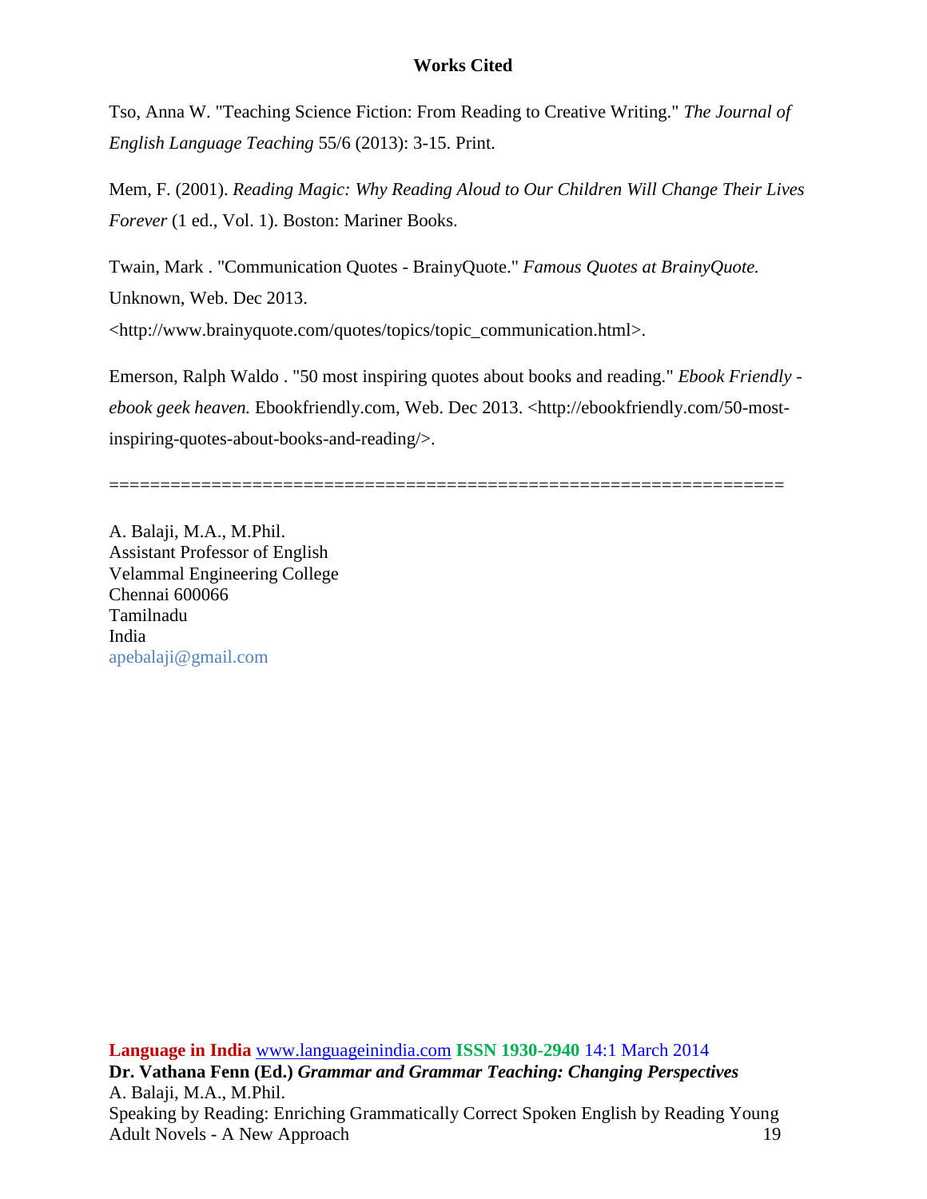## Works Cited

Tso, Anna W. "Teaching Science Fiction: From Reading to Creative Writing." *The Journal of English Language Teaching* 55/6 (2013): 3-15. Print.

Mem, F. (2001). *Reading Magic: Why Reading Aloud to Our Children Will Change Their Lives Forever* (1 ed., Vol. 1). Boston: Mariner Books.

Twain, Mark . "Communication Quotes - BrainyQuote." *Famous Quotes at BrainyQuote.* Unknown, Web. Dec 2013. <http://www.brainyquote.com/quotes/topics/topic_communication.html>.

Emerson, Ralph Waldo . "50 most inspiring quotes about books and reading." *Ebook Friendly - ebook geek heaven.* Ebookfriendly.com, Web. Dec 2013. <http://ebookfriendly.com/50-most-inspiring-quotes-about-books-and-reading/>.

================================================================

A. Balaji, M.A., M.Phil.
Assistant Professor of English
Velammal Engineering College
Chennai 600066
Tamilnadu
India
apebalaji@gmail.com